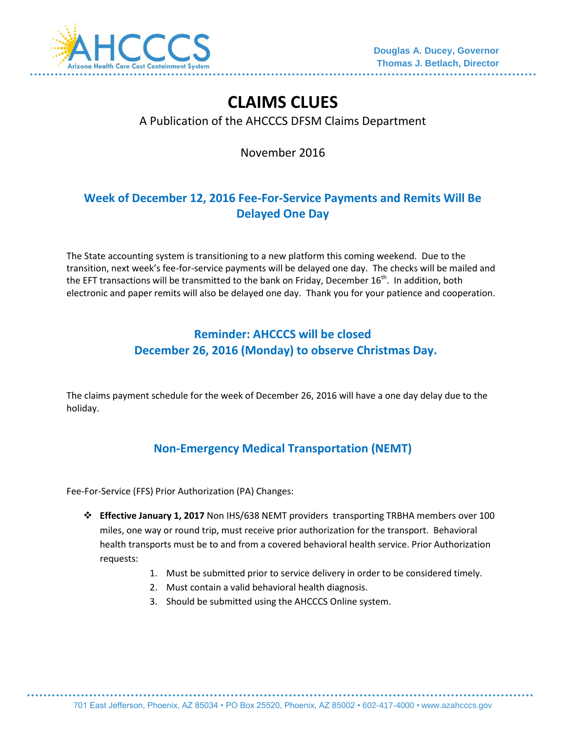Douglas A. Ducey, Governor
Thomas J. Betlach, Director

# CLAIMS CLUES

A Publication of the AHCCCS DFSM Claims Department

November 2016

## Week of December 12, 2016 Fee-For-Service Payments and Remits Will Be Delayed One Day

The State accounting system is transitioning to a new platform this coming weekend. Due to the transition, next week's fee-for-service payments will be delayed one day. The checks will be mailed and the EFT transactions will be transmitted to the bank on Friday, December 16th. In addition, both electronic and paper remits will also be delayed one day. Thank you for your patience and cooperation.

## Reminder: AHCCCS will be closed December 26, 2016 (Monday) to observe Christmas Day.

The claims payment schedule for the week of December 26, 2016 will have a one day delay due to the holiday.

## Non-Emergency Medical Transportation (NEMT)

Fee-For-Service (FFS) Prior Authorization (PA) Changes:

- **Effective January 1, 2017** Non IHS/638 NEMT providers transporting TRBHA members over 100 miles, one way or round trip, must receive prior authorization for the transport. Behavioral health transports must be to and from a covered behavioral health service. Prior Authorization requests:
    1. Must be submitted prior to service delivery in order to be considered timely.
    2. Must contain a valid behavioral health diagnosis.
    3. Should be submitted using the AHCCCS Online system.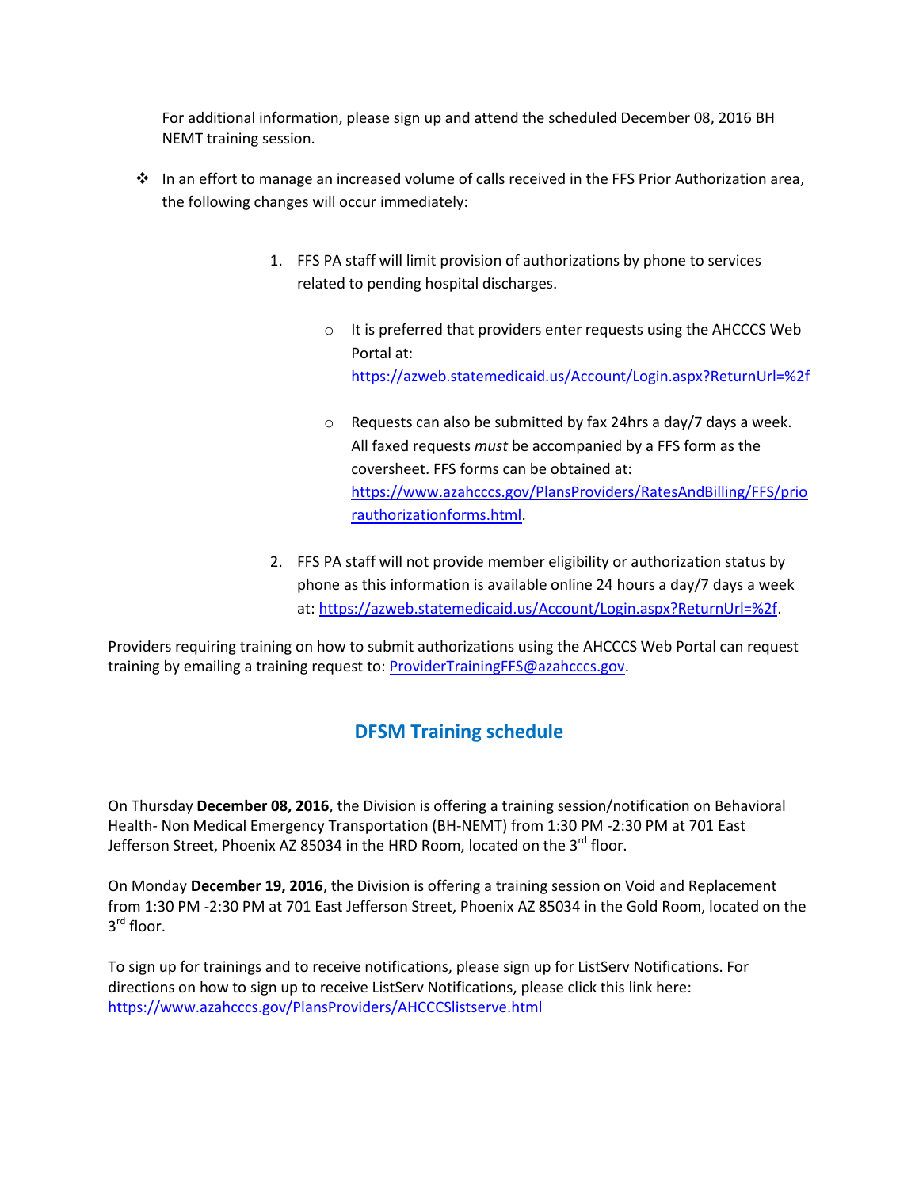For additional information, please sign up and attend the scheduled December 08, 2016 BH NEMT training session.

- In an effort to manage an increased volume of calls received in the FFS Prior Authorization area, the following changes will occur immediately:

  1. FFS PA staff will limit provision of authorizations by phone to services related to pending hospital discharges.

     - It is preferred that providers enter requests using the AHCCCS Web Portal at: [https://azweb.statemedicaid.us/Account/Login.aspx?ReturnUrl=%2f](https://azweb.statemedicaid.us/Account/Login.aspx?ReturnUrl=%2f)

     - Requests can also be submitted by fax 24hrs a day/7 days a week. All faxed requests *must* be accompanied by a FFS form as the coversheet. FFS forms can be obtained at: [https://www.azahcccs.gov/PlansProviders/RatesAndBilling/FFS/priorauthorizationforms.html](https://www.azahcccs.gov/PlansProviders/RatesAndBilling/FFS/priorauthorizationforms.html).

  2. FFS PA staff will not provide member eligibility or authorization status by phone as this information is available online 24 hours a day/7 days a week at: [https://azweb.statemedicaid.us/Account/Login.aspx?ReturnUrl=%2f](https://azweb.statemedicaid.us/Account/Login.aspx?ReturnUrl=%2f).

Providers requiring training on how to submit authorizations using the AHCCCS Web Portal can request training by emailing a training request to: [ProviderTrainingFFS@azahcccs.gov](mailto:ProviderTrainingFFS@azahcccs.gov).

## DFSM Training schedule

On Thursday **December 08, 2016**, the Division is offering a training session/notification on Behavioral Health- Non Medical Emergency Transportation (BH-NEMT) from 1:30 PM -2:30 PM at 701 East Jefferson Street, Phoenix AZ 85034 in the HRD Room, located on the 3rd floor.

On Monday **December 19, 2016**, the Division is offering a training session on Void and Replacement from 1:30 PM -2:30 PM at 701 East Jefferson Street, Phoenix AZ 85034 in the Gold Room, located on the 3rd floor.

To sign up for trainings and to receive notifications, please sign up for ListServ Notifications. For directions on how to sign up to receive ListServ Notifications, please click this link here: [https://www.azahcccs.gov/PlansProviders/AHCCCSlistserve.html](https://www.azahcccs.gov/PlansProviders/AHCCCSlistserve.html)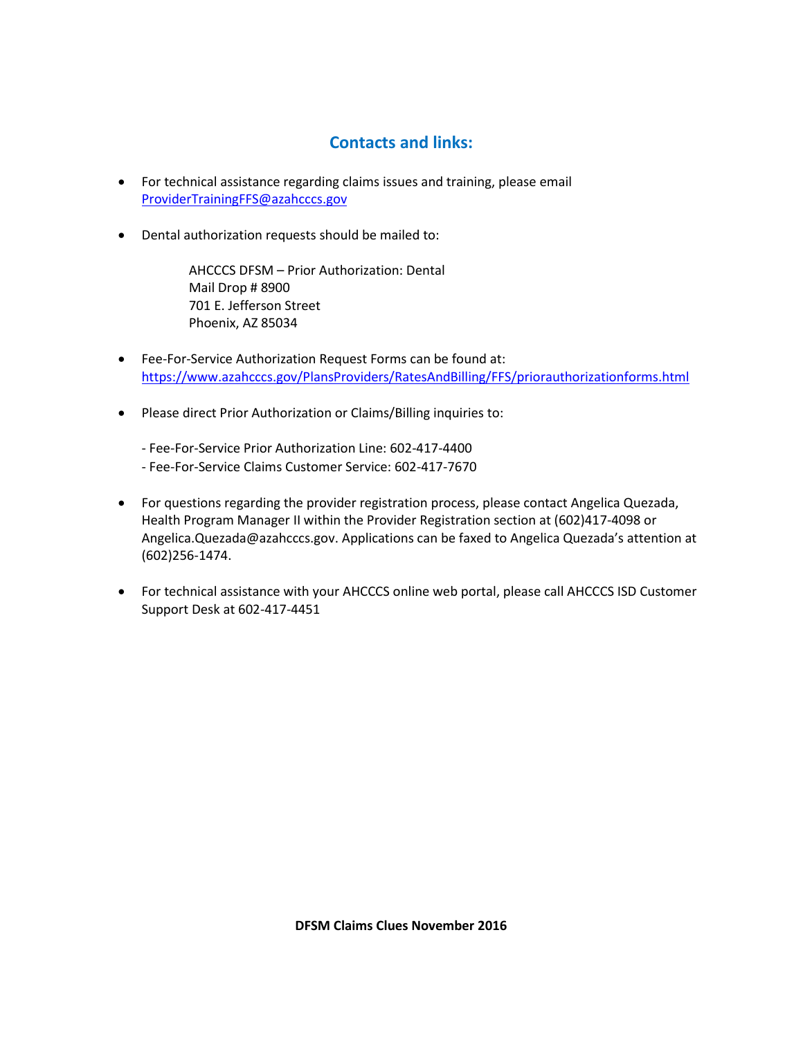## Contacts and links:

- For technical assistance regarding claims issues and training, please email ProviderTrainingFFS@azahcccs.gov

- Dental authorization requests should be mailed to:

  AHCCCS DFSM – Prior Authorization: Dental
  Mail Drop # 8900
  701 E. Jefferson Street
  Phoenix, AZ 85034

- Fee-For-Service Authorization Request Forms can be found at: https://www.azahcccs.gov/PlansProviders/RatesAndBilling/FFS/priorauthorizationforms.html

- Please direct Prior Authorization or Claims/Billing inquiries to:

  - Fee-For-Service Prior Authorization Line: 602-417-4400
  - Fee-For-Service Claims Customer Service: 602-417-7670

- For questions regarding the provider registration process, please contact Angelica Quezada, Health Program Manager II within the Provider Registration section at (602)417-4098 or Angelica.Quezada@azahcccs.gov. Applications can be faxed to Angelica Quezada's attention at (602)256-1474.

- For technical assistance with your AHCCCS online web portal, please call AHCCCS ISD Customer Support Desk at 602-417-4451